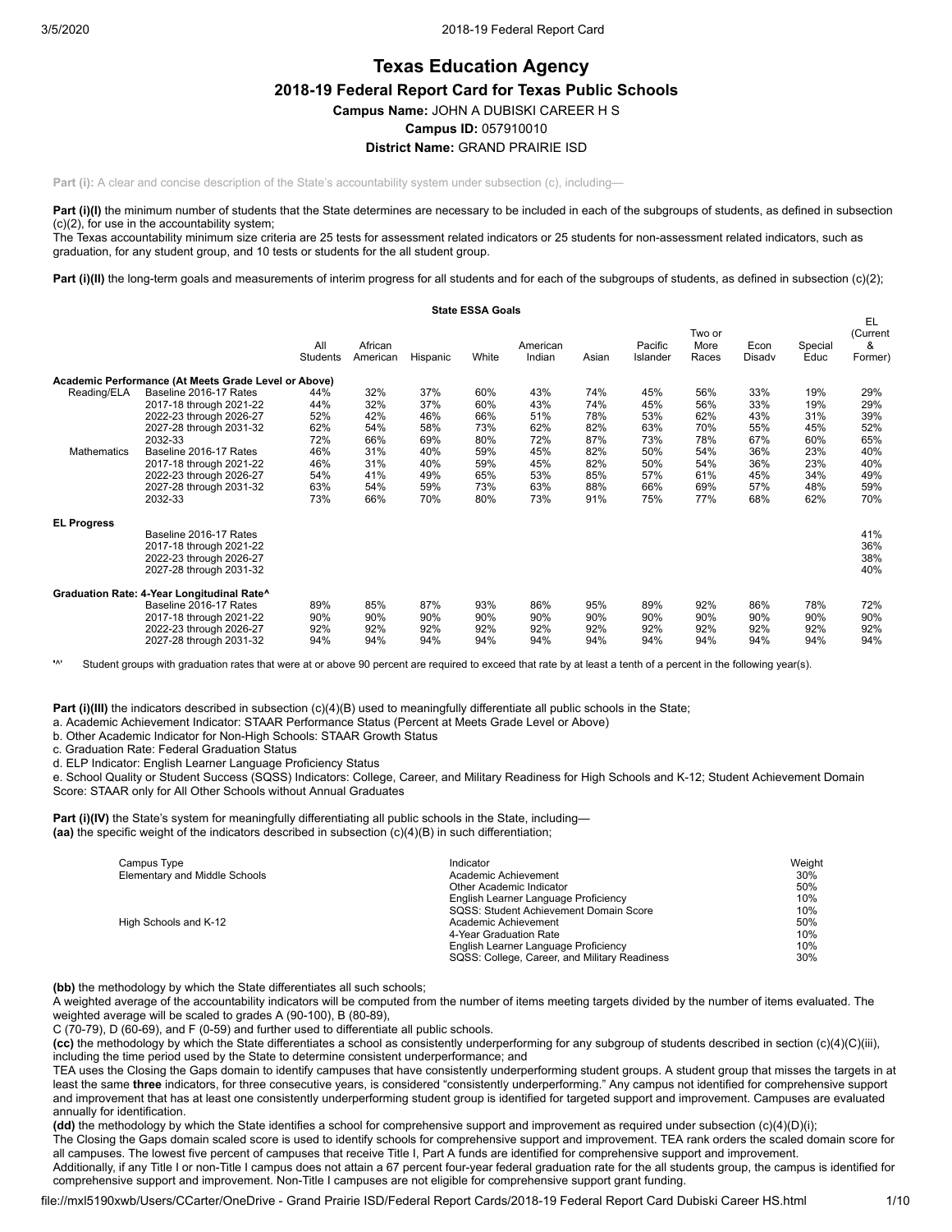# Texas Education Agency

## 2018-19 Federal Report Card for Texas Public Schools

**Campus Name:** JOHN A DUBISKI CAREER H S

**Campus ID:** 057910010

**District Name:** GRAND PRAIRIE ISD

**Part (i):** A clear and concise description of the State's accountability system under subsection (c), including—

**Part (i)(I)** the minimum number of students that the State determines are necessary to be included in each of the subgroups of students, as defined in subsection (c)(2), for use in the accountability system;
The Texas accountability minimum size criteria are 25 tests for assessment related indicators or 25 students for non-assessment related indicators, such as graduation, for any student group, and 10 tests or students for the all student group.

**Part (i)(II)** the long-term goals and measurements of interim progress for all students and for each of the subgroups of students, as defined in subsection (c)(2);

**State ESSA Goals**

| | | All Students | African American | Hispanic | White | American Indian | Asian | Pacific Islander | Two or More Races | Econ Disadv | Special Educ | EL (Current & Former) |
|---|---|---|---|---|---|---|---|---|---|---|---|---|
| **Academic Performance (At Meets Grade Level or Above)** | | | | | | | | | | | | |
| Reading/ELA | Baseline 2016-17 Rates | 44% | 32% | 37% | 60% | 43% | 74% | 45% | 56% | 33% | 19% | 29% |
| | 2017-18 through 2021-22 | 44% | 32% | 37% | 60% | 43% | 74% | 45% | 56% | 33% | 19% | 29% |
| | 2022-23 through 2026-27 | 52% | 42% | 46% | 66% | 51% | 78% | 53% | 62% | 43% | 31% | 39% |
| | 2027-28 through 2031-32 | 62% | 54% | 58% | 73% | 62% | 82% | 63% | 70% | 55% | 45% | 52% |
| | 2032-33 | 72% | 66% | 69% | 80% | 72% | 87% | 73% | 78% | 67% | 60% | 65% |
| Mathematics | Baseline 2016-17 Rates | 46% | 31% | 40% | 59% | 45% | 82% | 50% | 54% | 36% | 23% | 40% |
| | 2017-18 through 2021-22 | 46% | 31% | 40% | 59% | 45% | 82% | 50% | 54% | 36% | 23% | 40% |
| | 2022-23 through 2026-27 | 54% | 41% | 49% | 65% | 53% | 85% | 57% | 61% | 45% | 34% | 49% |
| | 2027-28 through 2031-32 | 63% | 54% | 59% | 73% | 63% | 88% | 66% | 69% | 57% | 48% | 59% |
| | 2032-33 | 73% | 66% | 70% | 80% | 73% | 91% | 75% | 77% | 68% | 62% | 70% |
| **EL Progress** | | | | | | | | | | | | |
| | Baseline 2016-17 Rates | | | | | | | | | | | 41% |
| | 2017-18 through 2021-22 | | | | | | | | | | | 36% |
| | 2022-23 through 2026-27 | | | | | | | | | | | 38% |
| | 2027-28 through 2031-32 | | | | | | | | | | | 40% |
| **Graduation Rate: 4-Year Longitudinal Rate^** | | | | | | | | | | | | |
| | Baseline 2016-17 Rates | 89% | 85% | 87% | 93% | 86% | 95% | 89% | 92% | 86% | 78% | 72% |
| | 2017-18 through 2021-22 | 90% | 90% | 90% | 90% | 90% | 90% | 90% | 90% | 90% | 90% | 90% |
| | 2022-23 through 2026-27 | 92% | 92% | 92% | 92% | 92% | 92% | 92% | 92% | 92% | 92% | 92% |
| | 2027-28 through 2031-32 | 94% | 94% | 94% | 94% | 94% | 94% | 94% | 94% | 94% | 94% | 94% |

'^' Student groups with graduation rates that were at or above 90 percent are required to exceed that rate by at least a tenth of a percent in the following year(s).

**Part (i)(III)** the indicators described in subsection (c)(4)(B) used to meaningfully differentiate all public schools in the State;
a. Academic Achievement Indicator: STAAR Performance Status (Percent at Meets Grade Level or Above)
b. Other Academic Indicator for Non-High Schools: STAAR Growth Status
c. Graduation Rate: Federal Graduation Status
d. ELP Indicator: English Learner Language Proficiency Status
e. School Quality or Student Success (SQSS) Indicators: College, Career, and Military Readiness for High Schools and K-12; Student Achievement Domain Score: STAAR only for All Other Schools without Annual Graduates

**Part (i)(IV)** the State's system for meaningfully differentiating all public schools in the State, including—
**(aa)** the specific weight of the indicators described in subsection (c)(4)(B) in such differentiation;

| Campus Type | Indicator | Weight |
|---|---|---|
| Elementary and Middle Schools | Academic Achievement | 30% |
| | Other Academic Indicator | 50% |
| | English Learner Language Proficiency | 10% |
| | SQSS: Student Achievement Domain Score | 10% |
| High Schools and K-12 | Academic Achievement | 50% |
| | 4-Year Graduation Rate | 10% |
| | English Learner Language Proficiency | 10% |
| | SQSS: College, Career, and Military Readiness | 30% |

**(bb)** the methodology by which the State differentiates all such schools;
A weighted average of the accountability indicators will be computed from the number of items meeting targets divided by the number of items evaluated. The weighted average will be scaled to grades A (90-100), B (80-89),
C (70-79), D (60-69), and F (0-59) and further used to differentiate all public schools.
**(cc)** the methodology by which the State differentiates a school as consistently underperforming for any subgroup of students described in section (c)(4)(C)(iii), including the time period used by the State to determine consistent underperformance; and
TEA uses the Closing the Gaps domain to identify campuses that have consistently underperforming student groups. A student group that misses the targets in at least the same **three** indicators, for three consecutive years, is considered "consistently underperforming." Any campus not identified for comprehensive support and improvement that has at least one consistently underperforming student group is identified for targeted support and improvement. Campuses are evaluated annually for identification.
**(dd)** the methodology by which the State identifies a school for comprehensive support and improvement as required under subsection (c)(4)(D)(i);
The Closing the Gaps domain scaled score is used to identify schools for comprehensive support and improvement. TEA rank orders the scaled domain score for all campuses. The lowest five percent of campuses that receive Title I, Part A funds are identified for comprehensive support and improvement.
Additionally, if any Title I or non-Title I campus does not attain a 67 percent four-year federal graduation rate for the all students group, the campus is identified for comprehensive support and improvement. Non-Title I campuses are not eligible for comprehensive support grant funding.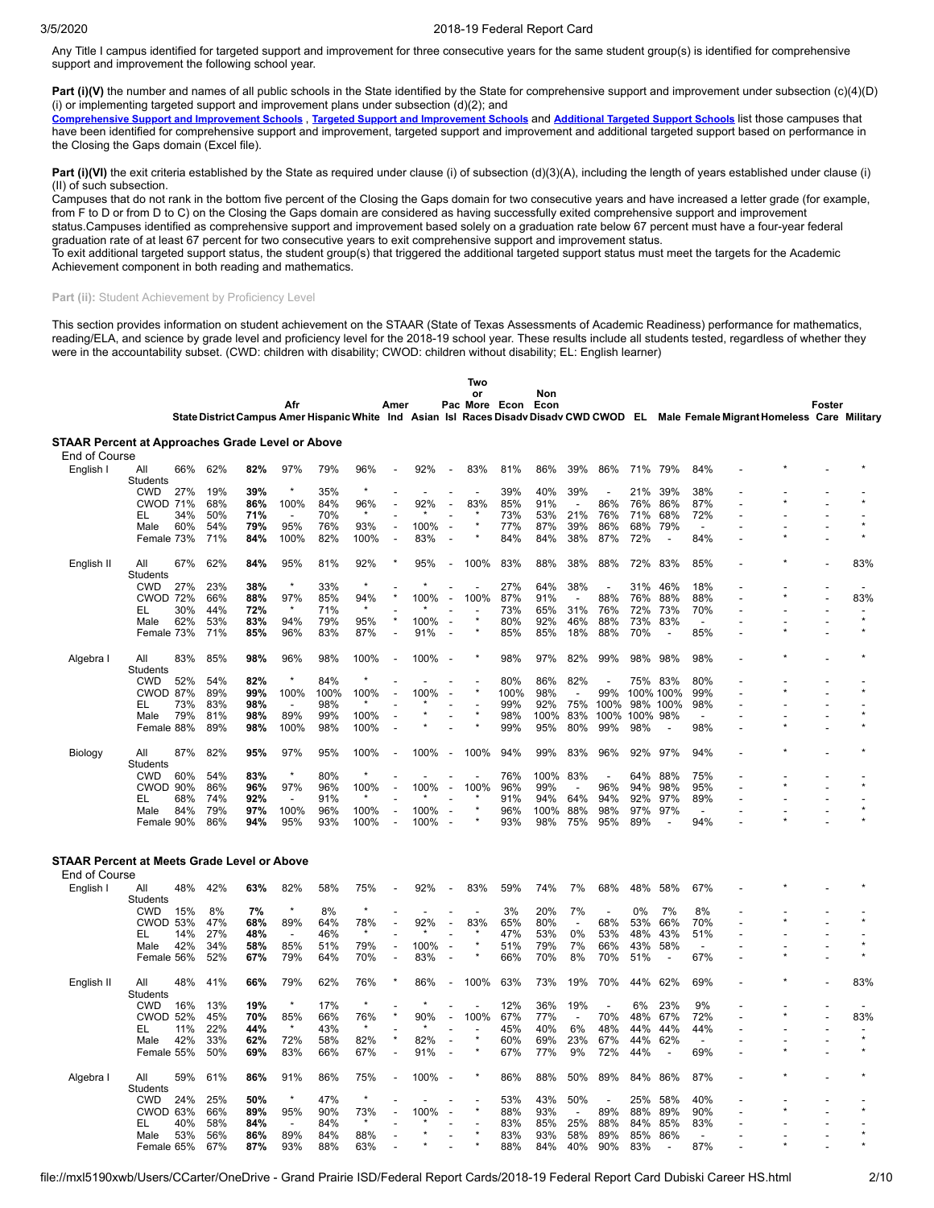Any Title I campus identified for targeted support and improvement for three consecutive years for the same student group(s) is identified for comprehensive support and improvement the following school year.

**Part (i)(V)** the number and names of all public schools in the State identified by the State for comprehensive support and improvement under subsection (c)(4)(D)(i) or implementing targeted support and improvement plans under subsection (d)(2); and
**Comprehensive Support and Improvement Schools** , **Targeted Support and Improvement Schools** and **Additional Targeted Support Schools** list those campuses that have been identified for comprehensive support and improvement, targeted support and improvement and additional targeted support based on performance in the Closing the Gaps domain (Excel file).

**Part (i)(VI)** the exit criteria established by the State as required under clause (i) of subsection (d)(3)(A), including the length of years established under clause (i)(II) of such subsection.
Campuses that do not rank in the bottom five percent of the Closing the Gaps domain for two consecutive years and have increased a letter grade (for example, from F to D or from D to C) on the Closing the Gaps domain are considered as having successfully exited comprehensive support and improvement status.Campuses identified as comprehensive support and improvement based solely on a graduation rate below 67 percent must have a four-year federal graduation rate of at least 67 percent for two consecutive years to exit comprehensive support and improvement status.
To exit additional targeted support status, the student group(s) that triggered the additional targeted support status must meet the targets for the Academic Achievement component in both reading and mathematics.

**Part (ii):** Student Achievement by Proficiency Level

This section provides information on student achievement on the STAAR (State of Texas Assessments of Academic Readiness) performance for mathematics, reading/ELA, and science by grade level and proficiency level for the 2018-19 school year. These results include all students tested, regardless of whether they were in the accountability subset. (CWD: children with disability; CWOD: children without disability; EL: English learner)

**STAAR Percent at Approaches Grade Level or Above**

| End of Course | | State | District | Campus | Afr Amer | Hispanic | White | Amer Ind | Asian | Pac Isl | Two or More Races | Econ Disadv | Non Econ Disadv | CWD | CWOD | EL | Male | Female | Migrant | Homeless | Foster Care | Military |
|---|---|---|---|---|---|---|---|---|---|---|---|---|---|---|---|---|---|---|---|---|---|---|
| English I | All Students | 66% | 62% | **82%** | 97% | 79% | 96% | - | 92% | - | 83% | 81% | 86% | 39% | 86% | 71% | 79% | 84% | - | * | - | * |
| | CWD | 27% | 19% | **39%** | * | 35% | * | - | - | - | - | 39% | 40% | 39% | - | 21% | 39% | 38% | - | - | - | - |
| | CWOD | 71% | 68% | **86%** | 100% | 84% | 96% | - | 92% | - | 83% | 85% | 91% | - | 86% | 76% | 86% | 87% | - | * | - | * |
| | EL | 34% | 50% | **71%** | - | 70% | * | - | * | - | * | 73% | 53% | 21% | 76% | 71% | 68% | 72% | - | - | - | - |
| | Male | 60% | 54% | **79%** | 95% | 76% | 93% | - | 100% | - | * | 77% | 87% | 39% | 86% | 68% | 79% | - | - | - | - | * |
| | Female | 73% | 71% | **84%** | 100% | 82% | 100% | - | 83% | - | * | 84% | 84% | 38% | 87% | 72% | - | 84% | - | * | - | * |
| English II | All Students | 67% | 62% | **84%** | 95% | 81% | 92% | * | 95% | - | 100% | 83% | 88% | 38% | 88% | 72% | 83% | 85% | - | * | - | 83% |
| | CWD | 27% | 23% | **38%** | * | 33% | * | - | * | - | - | 27% | 64% | 38% | - | 31% | 46% | 18% | - | - | - | - |
| | CWOD | 72% | 66% | **88%** | 97% | 85% | 94% | * | 100% | - | 100% | 87% | 91% | - | 88% | 76% | 88% | 88% | - | * | - | 83% |
| | EL | 30% | 44% | **72%** | * | 71% | * | - | * | - | - | 73% | 65% | 31% | 76% | 72% | 73% | 70% | - | - | - | - |
| | Male | 62% | 53% | **83%** | 94% | 79% | 95% | * | 100% | - | * | 80% | 92% | 46% | 88% | 73% | 83% | - | - | - | - | * |
| | Female | 73% | 71% | **85%** | 96% | 83% | 87% | - | 91% | - | * | 85% | 85% | 18% | 88% | 70% | - | 85% | - | * | - | * |
| Algebra I | All Students | 83% | 85% | **98%** | 96% | 98% | 100% | - | 100% | - | * | 98% | 97% | 82% | 99% | 98% | 98% | 98% | - | * | - | * |
| | CWD | 52% | 54% | **82%** | * | 84% | * | - | - | - | - | 80% | 86% | 82% | - | 75% | 83% | 80% | - | - | - | - |
| | CWOD | 87% | 89% | **99%** | 100% | 100% | 100% | - | 100% | - | * | 100% | 98% | - | 99% | 100% | 100% | 99% | - | * | - | * |
| | EL | 73% | 83% | **98%** | - | 98% | * | - | * | - | - | 99% | 92% | 75% | 100% | 98% | 100% | 98% | - | - | - | - |
| | Male | 79% | 81% | **98%** | 89% | 99% | 100% | - | * | - | * | 98% | 100% | 83% | 100% | 100% | 98% | - | - | - | - | * |
| | Female | 88% | 89% | **98%** | 100% | 98% | 100% | - | * | - | * | 99% | 95% | 80% | 99% | 98% | - | 98% | - | * | - | * |
| Biology | All Students | 87% | 82% | **95%** | 97% | 95% | 100% | - | 100% | - | 100% | 94% | 99% | 83% | 96% | 92% | 97% | 94% | - | * | - | * |
| | CWD | 60% | 54% | **83%** | * | 80% | * | - | - | - | - | 76% | 100% | 83% | - | 64% | 88% | 75% | - | - | - | - |
| | CWOD | 90% | 86% | **96%** | 97% | 96% | 100% | - | 100% | - | 100% | 96% | 99% | - | 96% | 94% | 98% | 95% | - | * | - | * |
| | EL | 68% | 74% | **92%** | - | 91% | * | - | * | - | * | 91% | 94% | 64% | 94% | 92% | 97% | 89% | - | - | - | - |
| | Male | 84% | 79% | **97%** | 100% | 96% | 100% | - | 100% | - | * | 96% | 100% | 88% | 98% | 97% | 97% | - | - | - | - | * |
| | Female | 90% | 86% | **94%** | 95% | 93% | 100% | - | 100% | - | * | 93% | 98% | 75% | 95% | 89% | - | 94% | - | * | - | * |

**STAAR Percent at Meets Grade Level or Above**

| End of Course | | State | District | Campus | Afr Amer | Hispanic | White | Amer Ind | Asian | Pac Isl | Two or More Races | Econ Disadv | Non Econ Disadv | CWD | CWOD | EL | Male | Female | Migrant | Homeless | Foster Care | Military |
|---|---|---|---|---|---|---|---|---|---|---|---|---|---|---|---|---|---|---|---|---|---|---|
| English I | All Students | 48% | 42% | **63%** | 82% | 58% | 75% | - | 92% | - | 83% | 59% | 74% | 7% | 68% | 48% | 58% | 67% | - | * | - | * |
| | CWD | 15% | 8% | **7%** | * | 8% | * | - | - | - | - | 3% | 20% | 7% | - | 0% | 7% | 8% | - | - | - | - |
| | CWOD | 53% | 47% | **68%** | 89% | 64% | 78% | - | 92% | - | 83% | 65% | 80% | - | 68% | 53% | 66% | 70% | - | * | - | * |
| | EL | 14% | 27% | **48%** | - | 46% | * | - | * | - | * | 47% | 53% | 0% | 53% | 48% | 43% | 51% | - | - | - | - |
| | Male | 42% | 34% | **58%** | 85% | 51% | 79% | - | 100% | - | * | 51% | 79% | 7% | 66% | 43% | 58% | - | - | - | - | * |
| | Female | 56% | 52% | **67%** | 79% | 64% | 70% | - | 83% | - | * | 66% | 70% | 8% | 70% | 51% | - | 67% | - | * | - | * |
| English II | All Students | 48% | 41% | **66%** | 79% | 62% | 76% | * | 86% | - | 100% | 63% | 73% | 19% | 70% | 44% | 62% | 69% | - | * | - | 83% |
| | CWD | 16% | 13% | **19%** | * | 17% | * | - | * | - | - | 12% | 36% | 19% | - | 6% | 23% | 9% | - | - | - | - |
| | CWOD | 52% | 45% | **70%** | 85% | 66% | 76% | * | 90% | - | 100% | 67% | 77% | - | 70% | 48% | 67% | 72% | - | * | - | 83% |
| | EL | 11% | 22% | **44%** | * | 43% | * | - | * | - | - | 45% | 40% | 6% | 48% | 44% | 44% | 44% | - | - | - | - |
| | Male | 42% | 33% | **62%** | 72% | 58% | 82% | * | 82% | - | * | 60% | 69% | 23% | 67% | 44% | 62% | - | - | - | - | * |
| | Female | 55% | 50% | **69%** | 83% | 66% | 67% | - | 91% | - | * | 67% | 77% | 9% | 72% | 44% | - | 69% | - | * | - | * |
| Algebra I | All Students | 59% | 61% | **86%** | 91% | 86% | 75% | - | 100% | - | * | 86% | 88% | 50% | 89% | 84% | 86% | 87% | - | * | - | * |
| | CWD | 24% | 25% | **50%** | * | 47% | * | - | - | - | - | 53% | 43% | 50% | - | 25% | 58% | 40% | - | - | - | - |
| | CWOD | 63% | 66% | **89%** | 95% | 90% | 73% | - | 100% | - | * | 88% | 93% | - | 89% | 88% | 89% | 90% | - | * | - | * |
| | EL | 40% | 58% | **84%** | - | 84% | * | - | * | - | - | 83% | 85% | 25% | 88% | 84% | 85% | 83% | - | - | - | - |
| | Male | 53% | 56% | **86%** | 89% | 84% | 88% | - | * | - | * | 83% | 93% | 58% | 89% | 85% | 86% | - | - | - | - | * |
| | Female | 65% | 67% | **87%** | 93% | 88% | 63% | - | * | - | * | 88% | 84% | 40% | 90% | 83% | - | 87% | - | * | - | * |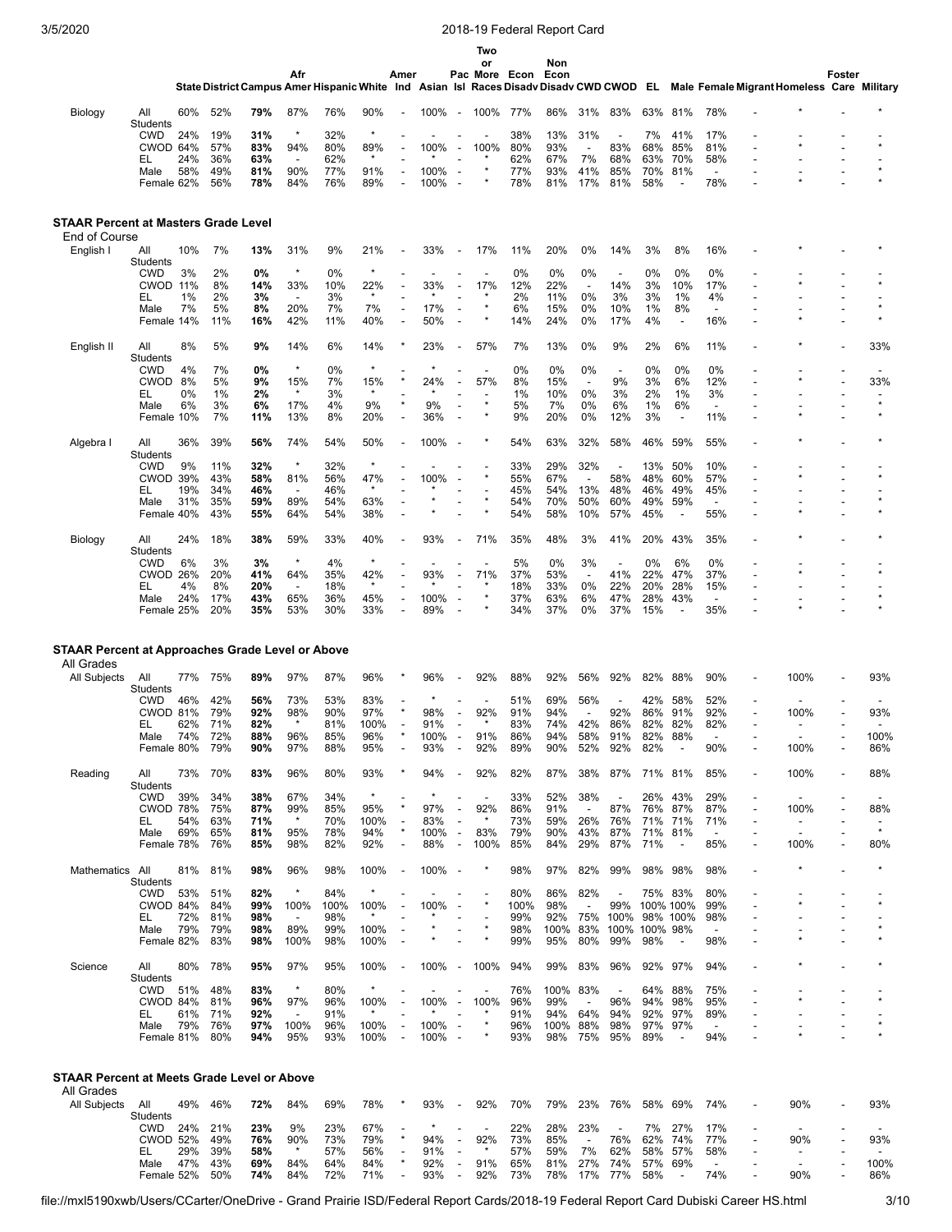| | | State | District | Campus | Afr Amer | Hispanic | White | Amer Ind | Asian | Pac Isl | Two or More Races | Econ Disadv | Non Econ Disadv | CWD | CWOD | EL | Male | Female | Migrant | Homeless | Foster Care | Military |
|---|---|---|---|---|---|---|---|---|---|---|---|---|---|---|---|---|---|---|---|---|---|---|
| Biology | All Students | 60% | 52% | **79%** | 87% | 76% | 90% | - | 100% | - | 100% | 77% | 86% | 31% | 83% | 63% | 81% | 78% | - | * | - | * |
| | CWD | 24% | 19% | **31%** | * | 32% | * | - | - | - | - | 38% | 13% | 31% | - | 7% | 41% | 17% | - | - | - | - |
| | CWOD | 64% | 57% | **83%** | 94% | 80% | 89% | - | 100% | - | 100% | 80% | 93% | - | 83% | 68% | 85% | 81% | - | * | - | * |
| | EL | 24% | 36% | **63%** | - | 62% | * | - | * | - | * | 62% | 67% | 7% | 68% | 63% | 70% | 58% | - | - | - | - |
| | Male | 58% | 49% | **81%** | 90% | 77% | 91% | - | 100% | - | * | 77% | 93% | 41% | 85% | 70% | 81% | - | - | - | - | * |
| | Female | 62% | 56% | **78%** | 84% | 76% | 89% | - | 100% | - | * | 78% | 81% | 17% | 81% | 58% | - | 78% | - | * | - | * |

## STAAR Percent at Masters Grade Level

End of Course

| | | State | District | Campus | Afr Amer | Hispanic | White | Amer Ind | Asian | Pac Isl | Two or More Races | Econ Disadv | Non Econ Disadv | CWD | CWOD | EL | Male | Female | Migrant | Homeless | Foster Care | Military |
|---|---|---|---|---|---|---|---|---|---|---|---|---|---|---|---|---|---|---|---|---|---|---|
| English I | All Students | 10% | 7% | **13%** | 31% | 9% | 21% | - | 33% | - | 17% | 11% | 20% | 0% | 14% | 3% | 8% | 16% | - | * | - | * |
| | CWD | 3% | 2% | **0%** | * | 0% | * | - | - | - | - | 0% | 0% | 0% | - | 0% | 0% | 0% | - | - | - | - |
| | CWOD | 11% | 8% | **14%** | 33% | 10% | 22% | - | 33% | - | 17% | 12% | 22% | - | 14% | 3% | 10% | 17% | - | * | - | * |
| | EL | 1% | 2% | **3%** | - | 3% | * | - | * | - | * | 2% | 11% | 0% | 3% | 3% | 1% | 4% | - | - | - | - |
| | Male | 7% | 5% | **8%** | 20% | 7% | 7% | - | 17% | - | * | 6% | 15% | 0% | 10% | 1% | 8% | - | - | - | - | * |
| | Female | 14% | 11% | **16%** | 42% | 11% | 40% | - | 50% | - | * | 14% | 24% | 0% | 17% | 4% | - | 16% | - | * | - | * |
| English II | All Students | 8% | 5% | **9%** | 14% | 6% | 14% | * | 23% | - | 57% | 7% | 13% | 0% | 9% | 2% | 6% | 11% | - | * | - | 33% |
| | CWD | 4% | 7% | **0%** | * | 0% | * | - | * | - | - | 0% | 0% | 0% | - | 0% | 0% | 0% | - | - | - | - |
| | CWOD | 8% | 5% | **9%** | 15% | 7% | 15% | * | 24% | - | 57% | 8% | 15% | - | 9% | 3% | 6% | 12% | - | * | - | 33% |
| | EL | 0% | 1% | **2%** | * | 3% | * | - | * | - | - | 1% | 10% | 0% | 3% | 2% | 1% | 3% | - | - | - | - |
| | Male | 6% | 3% | **6%** | 17% | 4% | 9% | * | 9% | - | * | 5% | 7% | 0% | 6% | 1% | 6% | - | - | - | - | * |
| | Female | 10% | 7% | **11%** | 13% | 8% | 20% | - | 36% | - | * | 9% | 20% | 0% | 12% | 3% | - | 11% | - | * | - | * |
| Algebra I | All Students | 36% | 39% | **56%** | 74% | 54% | 50% | - | 100% | - | * | 54% | 63% | 32% | 58% | 46% | 59% | 55% | - | * | - | * |
| | CWD | 9% | 11% | **32%** | * | 32% | * | - | - | - | - | 33% | 29% | 32% | - | 13% | 50% | 10% | - | - | - | - |
| | CWOD | 39% | 43% | **58%** | 81% | 56% | 47% | - | 100% | - | * | 55% | 67% | - | 58% | 48% | 60% | 57% | - | * | - | * |
| | EL | 19% | 34% | **46%** | - | 46% | * | - | * | - | - | 45% | 54% | 13% | 48% | 46% | 49% | 45% | - | - | - | - |
| | Male | 31% | 35% | **59%** | 89% | 54% | 63% | - | * | - | * | 54% | 70% | 50% | 60% | 49% | 59% | - | - | - | - | * |
| | Female | 40% | 43% | **55%** | 64% | 54% | 38% | - | * | - | * | 54% | 58% | 10% | 57% | 45% | - | 55% | - | * | - | * |
| Biology | All Students | 24% | 18% | **38%** | 59% | 33% | 40% | - | 93% | - | 71% | 35% | 48% | 3% | 41% | 20% | 43% | 35% | - | * | - | * |
| | CWD | 6% | 3% | **3%** | * | 4% | * | - | - | - | - | 5% | 0% | 3% | - | 0% | 6% | 0% | - | - | - | - |
| | CWOD | 26% | 20% | **41%** | 64% | 35% | 42% | - | 93% | - | 71% | 37% | 53% | - | 41% | 22% | 47% | 37% | - | * | - | * |
| | EL | 4% | 8% | **20%** | - | 18% | * | - | * | - | * | 18% | 33% | 0% | 22% | 20% | 28% | 15% | - | - | - | - |
| | Male | 24% | 17% | **43%** | 65% | 36% | 45% | - | 100% | - | * | 37% | 63% | 6% | 47% | 28% | 43% | - | - | - | - | * |
| | Female | 25% | 20% | **35%** | 53% | 30% | 33% | - | 89% | - | * | 34% | 37% | 0% | 37% | 15% | - | 35% | - | * | - | * |

## STAAR Percent at Approaches Grade Level or Above

All Grades

| | | State | District | Campus | Afr Amer | Hispanic | White | Amer Ind | Asian | Pac Isl | Two or More Races | Econ Disadv | Non Econ Disadv | CWD | CWOD | EL | Male | Female | Migrant | Homeless | Foster Care | Military |
|---|---|---|---|---|---|---|---|---|---|---|---|---|---|---|---|---|---|---|---|---|---|---|
| All Subjects | All Students | 77% | 75% | **89%** | 97% | 87% | 96% | * | 96% | - | 92% | 88% | 92% | 56% | 92% | 82% | 88% | 90% | - | 100% | - | 93% |
| | CWD | 46% | 42% | **56%** | 73% | 53% | 83% | - | * | - | - | 51% | 69% | 56% | - | 42% | 58% | 52% | - | - | - | - |
| | CWOD | 81% | 79% | **92%** | 98% | 90% | 97% | * | 98% | - | 92% | 91% | 94% | - | 92% | 86% | 91% | 92% | - | 100% | - | 93% |
| | EL | 62% | 71% | **82%** | * | 81% | 100% | - | 91% | - | * | 83% | 74% | 42% | 86% | 82% | 82% | 82% | - | - | - | - |
| | Male | 74% | 72% | **88%** | 96% | 85% | 96% | * | 100% | - | 91% | 86% | 94% | 58% | 91% | 82% | 88% | - | - | - | - | 100% |
| | Female | 80% | 79% | **90%** | 97% | 88% | 95% | - | 93% | - | 92% | 89% | 90% | 52% | 92% | 82% | - | 90% | - | 100% | - | 86% |
| Reading | All Students | 73% | 70% | **83%** | 96% | 80% | 93% | * | 94% | - | 92% | 82% | 87% | 38% | 87% | 71% | 81% | 85% | - | 100% | - | 88% |
| | CWD | 39% | 34% | **38%** | 67% | 34% | * | - | * | - | - | 33% | 52% | 38% | - | 26% | 43% | 29% | - | - | - | - |
| | CWOD | 78% | 75% | **87%** | 99% | 85% | 95% | * | 97% | - | 92% | 86% | 91% | - | 87% | 76% | 87% | 87% | - | 100% | - | 88% |
| | EL | 54% | 63% | **71%** | * | 70% | 100% | - | 83% | - | * | 73% | 59% | 26% | 76% | 71% | 71% | 71% | - | - | - | - |
| | Male | 69% | 65% | **81%** | 95% | 78% | 94% | * | 100% | - | 83% | 79% | 90% | 43% | 87% | 71% | 81% | - | - | - | - | * |
| | Female | 78% | 76% | **85%** | 98% | 82% | 92% | - | 88% | - | 100% | 85% | 84% | 29% | 87% | 71% | - | 85% | - | 100% | - | 80% |
| Mathematics | All Students | 81% | 81% | **98%** | 96% | 98% | 100% | - | 100% | - | * | 98% | 97% | 82% | 99% | 98% | 98% | 98% | - | * | - | * |
| | CWD | 53% | 51% | **82%** | * | 84% | * | - | - | - | - | 80% | 86% | 82% | - | 75% | 83% | 80% | - | - | - | - |
| | CWOD | 84% | 84% | **99%** | 100% | 100% | 100% | - | 100% | - | * | 100% | 98% | - | 99% | 100% | 100% | 99% | - | * | - | * |
| | EL | 72% | 81% | **98%** | - | 98% | * | - | * | - | - | 99% | 92% | 75% | 100% | 98% | 100% | 98% | - | - | - | - |
| | Male | 79% | 79% | **98%** | 89% | 99% | 100% | - | * | - | * | 98% | 100% | 83% | 100% | 100% | 98% | - | - | - | - | * |
| | Female | 82% | 83% | **98%** | 100% | 98% | 100% | - | * | - | * | 99% | 95% | 80% | 99% | 98% | - | 98% | - | * | - | * |
| Science | All Students | 80% | 78% | **95%** | 97% | 95% | 100% | - | 100% | - | 100% | 94% | 99% | 83% | 96% | 92% | 97% | 94% | - | * | - | * |
| | CWD | 51% | 48% | **83%** | * | 80% | * | - | - | - | - | 76% | 100% | 83% | - | 64% | 88% | 75% | - | - | - | - |
| | CWOD | 84% | 81% | **96%** | 97% | 96% | 100% | - | 100% | - | 100% | 96% | 99% | - | 96% | 94% | 98% | 95% | - | * | - | * |
| | EL | 61% | 71% | **92%** | - | 91% | * | - | * | - | * | 91% | 94% | 64% | 94% | 92% | 97% | 89% | - | - | - | - |
| | Male | 79% | 76% | **97%** | 100% | 96% | 100% | - | 100% | - | * | 96% | 100% | 88% | 98% | 97% | 97% | - | - | - | - | * |
| | Female | 81% | 80% | **94%** | 95% | 93% | 100% | - | 100% | - | * | 93% | 98% | 75% | 95% | 89% | - | 94% | - | * | - | * |

## STAAR Percent at Meets Grade Level or Above

All Grades

| | | State | District | Campus | Afr Amer | Hispanic | White | Amer Ind | Asian | Pac Isl | Two or More Races | Econ Disadv | Non Econ Disadv | CWD | CWOD | EL | Male | Female | Migrant | Homeless | Foster Care | Military |
|---|---|---|---|---|---|---|---|---|---|---|---|---|---|---|---|---|---|---|---|---|---|---|
| All Subjects | All Students | 49% | 46% | **72%** | 84% | 69% | 78% | * | 93% | - | 92% | 70% | 79% | 23% | 76% | 58% | 69% | 74% | - | 90% | - | 93% |
| | CWD | 24% | 21% | **23%** | 9% | 23% | 67% | - | * | - | - | 22% | 28% | 23% | - | 7% | 27% | 17% | - | - | - | - |
| | CWOD | 52% | 49% | **76%** | 90% | 73% | 79% | * | 94% | - | 92% | 73% | 85% | - | 76% | 62% | 74% | 77% | - | 90% | - | 93% |
| | EL | 29% | 39% | **58%** | * | 57% | 56% | - | 91% | - | * | 57% | 59% | 7% | 62% | 58% | 57% | 58% | - | - | - | - |
| | Male | 47% | 43% | **69%** | 84% | 64% | 84% | * | 92% | - | 91% | 65% | 81% | 27% | 74% | 57% | 69% | - | - | - | - | 100% |
| | Female | 52% | 50% | **74%** | 84% | 72% | 71% | - | 93% | - | 92% | 73% | 78% | 17% | 77% | 58% | - | 74% | - | 90% | - | 86% |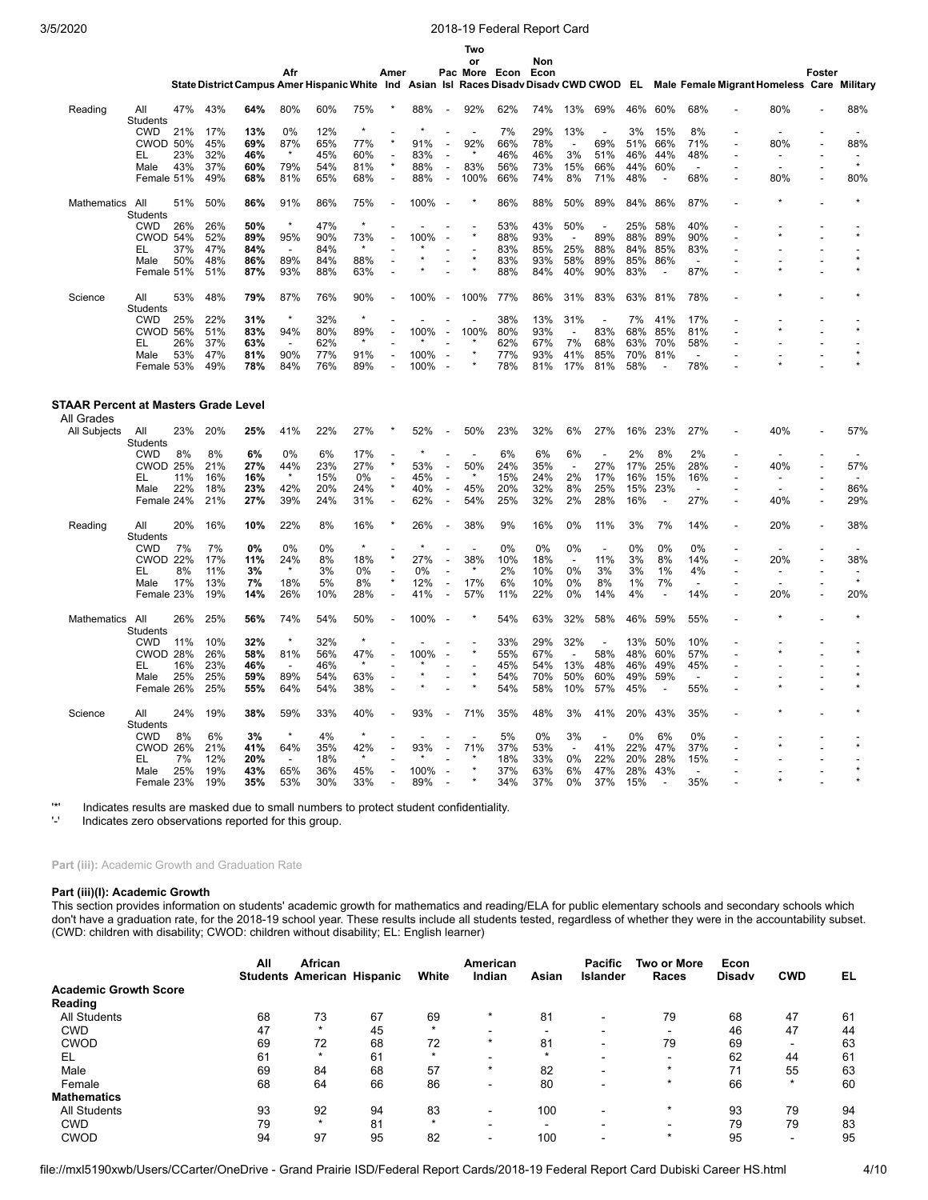| | | State | District | Campus | Afr Amer | Hispanic | White | Amer Ind | Asian | Pac Isl | Two or More Races | Econ Disadv | Non Econ Disadv | CWD | CWOD | EL | Male | Female | Migrant | Homeless | Foster Care | Military |
|---|---|---|---|---|---|---|---|---|---|---|---|---|---|---|---|---|---|---|---|---|---|---|
| Reading | All Students | 47% | 43% | **64%** | 80% | 60% | 75% | * | 88% | - | 92% | 62% | 74% | 13% | 69% | 46% | 60% | 68% | - | 80% | - | 88% |
| | CWD | 21% | 17% | **13%** | 0% | 12% | * | - | * | - | - | 7% | 29% | 13% | - | 3% | 15% | 8% | - | - | - | - |
| | CWOD | 50% | 45% | **69%** | 87% | 65% | 77% | * | 91% | - | 92% | 66% | 78% | - | 69% | 51% | 66% | 71% | - | 80% | - | 88% |
| | EL | 23% | 32% | **46%** | * | 45% | 60% | - | 83% | - | * | 46% | 46% | 3% | 51% | 46% | 44% | 48% | - | - | - | - |
| | Male | 43% | 37% | **60%** | 79% | 54% | 81% | * | 88% | - | 83% | 56% | 73% | 15% | 66% | 44% | 60% | - | - | - | - | * |
| | Female | 51% | 49% | **68%** | 81% | 65% | 68% | - | 88% | - | 100% | 66% | 74% | 8% | 71% | 48% | - | 68% | - | 80% | - | 80% |
| Mathematics | All Students | 51% | 50% | **86%** | 91% | 86% | 75% | - | 100% | - | * | 86% | 88% | 50% | 89% | 84% | 86% | 87% | - | * | - | * |
| | CWD | 26% | 26% | **50%** | * | 47% | * | - | - | - | - | 53% | 43% | 50% | - | 25% | 58% | 40% | - | - | - | - |
| | CWOD | 54% | 52% | **89%** | 95% | 90% | 73% | - | 100% | - | * | 88% | 93% | - | 89% | 88% | 89% | 90% | - | * | - | * |
| | EL | 37% | 47% | **84%** | - | 84% | * | - | * | - | - | 83% | 85% | 25% | 88% | 84% | 85% | 83% | - | - | - | - |
| | Male | 50% | 48% | **86%** | 89% | 84% | 88% | - | * | - | * | 83% | 93% | 58% | 89% | 85% | 86% | - | - | - | - | * |
| | Female | 51% | 51% | **87%** | 93% | 88% | 63% | - | * | - | * | 88% | 84% | 40% | 90% | 83% | - | 87% | - | * | - | * |
| Science | All Students | 53% | 48% | **79%** | 87% | 76% | 90% | - | 100% | - | 100% | 77% | 86% | 31% | 83% | 63% | 81% | 78% | - | * | - | * |
| | CWD | 25% | 22% | **31%** | * | 32% | * | - | - | - | - | 38% | 13% | 31% | - | 7% | 41% | 17% | - | - | - | - |
| | CWOD | 56% | 51% | **83%** | 94% | 80% | 89% | - | 100% | - | 100% | 80% | 93% | - | 83% | 68% | 85% | 81% | - | * | - | * |
| | EL | 26% | 37% | **63%** | - | 62% | * | - | * | - | * | 62% | 67% | 7% | 68% | 63% | 70% | 58% | - | - | - | - |
| | Male | 53% | 47% | **81%** | 90% | 77% | 91% | - | 100% | - | * | 77% | 93% | 41% | 85% | 70% | 81% | - | - | - | - | * |
| | Female | 53% | 49% | **78%** | 84% | 76% | 89% | - | 100% | - | * | 78% | 81% | 17% | 81% | 58% | - | 78% | - | * | - | * |

**STAAR Percent at Masters Grade Level**

All Grades

| | | State | District | Campus | Afr Amer | Hispanic | White | Amer Ind | Asian | Pac Isl | Two or More Races | Econ Disadv | Non Econ Disadv | CWD | CWOD | EL | Male | Female | Migrant | Homeless | Foster Care | Military |
|---|---|---|---|---|---|---|---|---|---|---|---|---|---|---|---|---|---|---|---|---|---|---|
| All Subjects | All Students | 23% | 20% | **25%** | 41% | 22% | 27% | * | 52% | - | 50% | 23% | 32% | 6% | 27% | 16% | 23% | 27% | - | 40% | - | 57% |
| | CWD | 8% | 8% | **6%** | 0% | 6% | 17% | - | * | - | - | 6% | 6% | 6% | - | 2% | 8% | 2% | - | - | - | - |
| | CWOD | 25% | 21% | **27%** | 44% | 23% | 27% | * | 53% | - | 50% | 24% | 35% | - | 27% | 17% | 25% | 28% | - | 40% | - | 57% |
| | EL | 11% | 16% | **16%** | * | 15% | 0% | - | 45% | - | * | 15% | 24% | 2% | 17% | 16% | 15% | 16% | - | - | - | - |
| | Male | 22% | 18% | **23%** | 42% | 20% | 24% | * | 40% | - | 45% | 20% | 32% | 8% | 25% | 15% | 23% | - | - | - | - | 86% |
| | Female | 24% | 21% | **27%** | 39% | 24% | 31% | - | 62% | - | 54% | 25% | 32% | 2% | 28% | 16% | - | 27% | - | 40% | - | 29% |
| Reading | All Students | 20% | 16% | **10%** | 22% | 8% | 16% | * | 26% | - | 38% | 9% | 16% | 0% | 11% | 3% | 7% | 14% | - | 20% | - | 38% |
| | CWD | 7% | 7% | **0%** | 0% | 0% | * | - | * | - | - | 0% | 0% | 0% | - | 0% | 0% | 0% | - | - | - | - |
| | CWOD | 22% | 17% | **11%** | 24% | 8% | 18% | * | 27% | - | 38% | 10% | 18% | - | 11% | 3% | 8% | 14% | - | 20% | - | 38% |
| | EL | 8% | 11% | **3%** | * | 3% | 0% | - | 0% | - | * | 2% | 10% | 0% | 3% | 3% | 1% | 4% | - | - | - | - |
| | Male | 17% | 13% | **7%** | 18% | 5% | 8% | * | 12% | - | 17% | 6% | 10% | 0% | 8% | 1% | 7% | - | - | - | - | * |
| | Female | 23% | 19% | **14%** | 26% | 10% | 28% | - | 41% | - | 57% | 11% | 22% | 0% | 14% | 4% | - | 14% | - | 20% | - | 20% |
| Mathematics | All Students | 26% | 25% | **56%** | 74% | 54% | 50% | - | 100% | - | * | 54% | 63% | 32% | 58% | 46% | 59% | 55% | - | * | - | * |
| | CWD | 11% | 10% | **32%** | * | 32% | * | - | - | - | - | 33% | 29% | 32% | - | 13% | 50% | 10% | - | - | - | - |
| | CWOD | 28% | 26% | **58%** | 81% | 56% | 47% | - | 100% | - | * | 55% | 67% | - | 58% | 48% | 60% | 57% | - | * | - | * |
| | EL | 16% | 23% | **46%** | - | 46% | * | - | * | - | - | 45% | 54% | 13% | 48% | 46% | 49% | 45% | - | - | - | - |
| | Male | 25% | 25% | **59%** | 89% | 54% | 63% | - | * | - | * | 54% | 70% | 50% | 60% | 49% | 59% | - | - | - | - | * |
| | Female | 26% | 25% | **55%** | 64% | 54% | 38% | - | * | - | * | 54% | 58% | 10% | 57% | 45% | - | 55% | - | * | - | * |
| Science | All Students | 24% | 19% | **38%** | 59% | 33% | 40% | - | 93% | - | 71% | 35% | 48% | 3% | 41% | 20% | 43% | 35% | - | * | - | * |
| | CWD | 8% | 6% | **3%** | * | 4% | * | - | - | - | - | 5% | 0% | 3% | - | 0% | 6% | 0% | - | - | - | - |
| | CWOD | 26% | 21% | **41%** | 64% | 35% | 42% | - | 93% | - | 71% | 37% | 53% | - | 41% | 22% | 47% | 37% | - | * | - | * |
| | EL | 7% | 12% | **20%** | - | 18% | * | - | * | - | * | 18% | 33% | 0% | 22% | 20% | 28% | 15% | - | - | - | - |
| | Male | 25% | 19% | **43%** | 65% | 36% | 45% | - | 100% | - | * | 37% | 63% | 6% | 47% | 28% | 43% | - | - | - | - | * |
| | Female | 23% | 19% | **35%** | 53% | 30% | 33% | - | 89% | - | * | 34% | 37% | 0% | 37% | 15% | - | 35% | - | * | - | * |

'*' Indicates results are masked due to small numbers to protect student confidentiality.
'-' Indicates zero observations reported for this group.

**Part (iii):** Academic Growth and Graduation Rate

### Part (iii)(I): Academic Growth

This section provides information on students' academic growth for mathematics and reading/ELA for public elementary schools and secondary schools which don't have a graduation rate, for the 2018-19 school year. These results include all students tested, regardless of whether they were in the accountability subset. (CWD: children with disability; CWOD: children without disability; EL: English learner)

| | All Students | African American | Hispanic | White | American Indian | Asian | Pacific Islander | Two or More Races | Econ Disadv | CWD | EL |
|---|---|---|---|---|---|---|---|---|---|---|---|
| **Academic Growth Score** | | | | | | | | | | | |
| **Reading** | | | | | | | | | | | |
| All Students | 68 | 73 | 67 | 69 | * | 81 | - | 79 | 68 | 47 | 61 |
| CWD | 47 | * | 45 | * | - | - | - | - | 46 | 47 | 44 |
| CWOD | 69 | 72 | 68 | 72 | * | 81 | - | 79 | 69 | - | 63 |
| EL | 61 | * | 61 | * | - | * | - | - | 62 | 44 | 61 |
| Male | 69 | 84 | 68 | 57 | * | 82 | - | * | 71 | 55 | 63 |
| Female | 68 | 64 | 66 | 86 | - | 80 | - | * | 66 | * | 60 |
| **Mathematics** | | | | | | | | | | | |
| All Students | 93 | 92 | 94 | 83 | - | 100 | - | * | 93 | 79 | 94 |
| CWD | 79 | * | 81 | * | - | - | - | - | 79 | 79 | 83 |
| CWOD | 94 | 97 | 95 | 82 | - | 100 | - | * | 95 | - | 95 |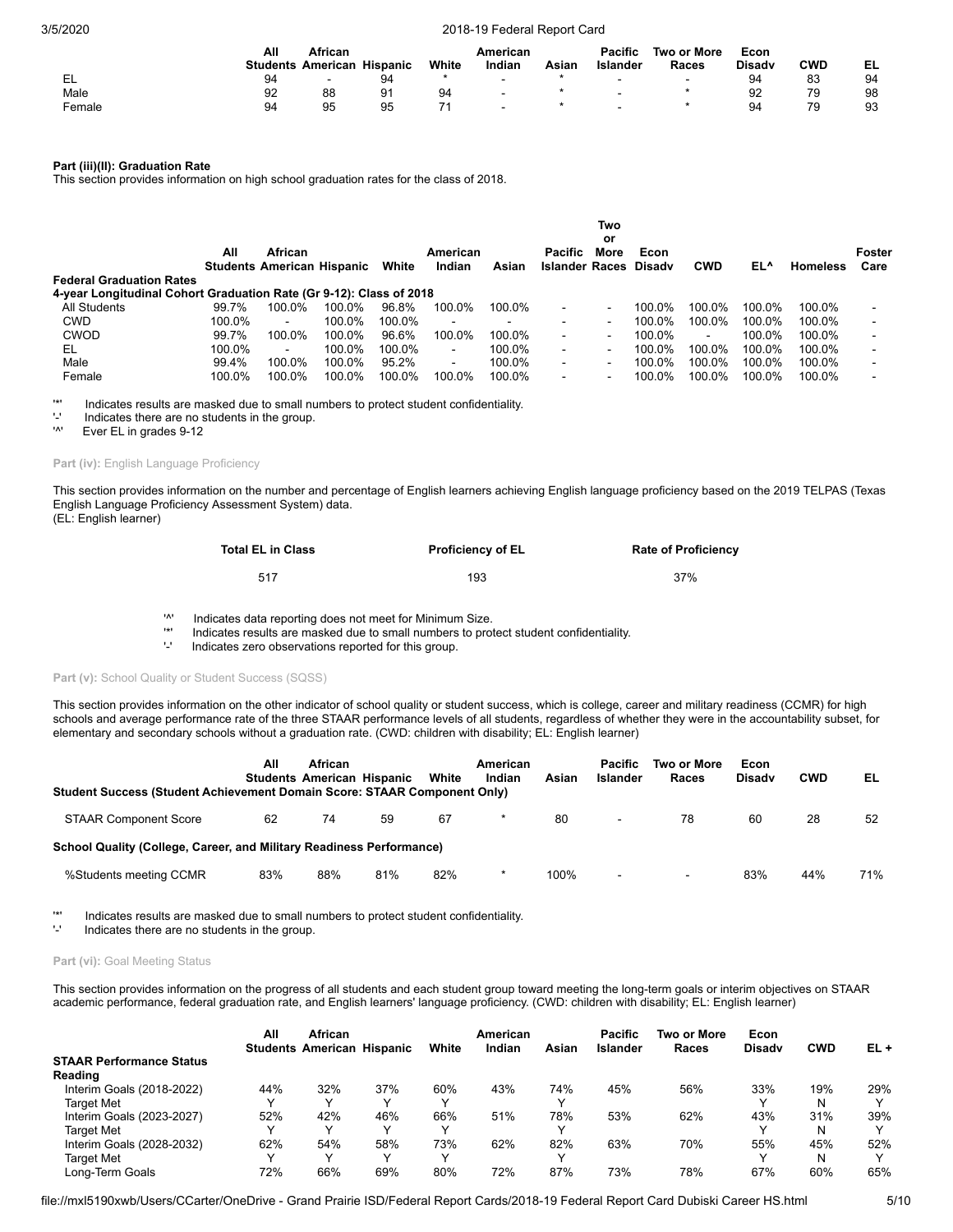| | All Students | African American | Hispanic | White | American Indian | Asian | Pacific Islander | Two or More Races | Econ Disadv | CWD | EL |
|---|---|---|---|---|---|---|---|---|---|---|---|
| EL | 94 | - | 94 | * | - | * | - | - | 94 | 83 | 94 |
| Male | 92 | 88 | 91 | 94 | - | * | - | * | 92 | 79 | 98 |
| Female | 94 | 95 | 95 | 71 | - | * | - | * | 94 | 79 | 93 |

**Part (iii)(II): Graduation Rate**

This section provides information on high school graduation rates for the class of 2018.

| | All Students | African American | Hispanic | White | American Indian | Asian | Pacific Islander | Two or More Races | Econ Disadv | CWD | EL^ | Homeless | Foster Care |
|---|---|---|---|---|---|---|---|---|---|---|---|---|---|
| **Federal Graduation Rates** | | | | | | | | | | | | | |
| **4-year Longitudinal Cohort Graduation Rate (Gr 9-12): Class of 2018** | | | | | | | | | | | | | |
| All Students | 99.7% | 100.0% | 100.0% | 96.8% | 100.0% | 100.0% | - | - | 100.0% | 100.0% | 100.0% | 100.0% | - |
| CWD | 100.0% | - | 100.0% | 100.0% | - | - | - | - | 100.0% | 100.0% | 100.0% | 100.0% | - |
| CWOD | 99.7% | 100.0% | 100.0% | 96.6% | 100.0% | 100.0% | - | - | 100.0% | - | 100.0% | 100.0% | - |
| EL | 100.0% | - | 100.0% | 100.0% | - | 100.0% | - | - | 100.0% | 100.0% | 100.0% | 100.0% | - |
| Male | 99.4% | 100.0% | 100.0% | 95.2% | - | 100.0% | - | - | 100.0% | 100.0% | 100.0% | 100.0% | - |
| Female | 100.0% | 100.0% | 100.0% | 100.0% | 100.0% | 100.0% | - | - | 100.0% | 100.0% | 100.0% | 100.0% | - |

'*' Indicates results are masked due to small numbers to protect student confidentiality.
'-' Indicates there are no students in the group.
'^' Ever EL in grades 9-12

**Part (iv):** English Language Proficiency

This section provides information on the number and percentage of English learners achieving English language proficiency based on the 2019 TELPAS (Texas English Language Proficiency Assessment System) data.
(EL: English learner)

| Total EL in Class | Proficiency of EL | Rate of Proficiency |
|---|---|---|
| 517 | 193 | 37% |

'^' Indicates data reporting does not meet for Minimum Size.
'*' Indicates results are masked due to small numbers to protect student confidentiality.
'-' Indicates zero observations reported for this group.

**Part (v):** School Quality or Student Success (SQSS)

This section provides information on the other indicator of school quality or student success, which is college, career and military readiness (CCMR) for high schools and average performance rate of the three STAAR performance levels of all students, regardless of whether they were in the accountability subset, for elementary and secondary schools without a graduation rate. (CWD: children with disability; EL: English learner)

| | All Students | African American | Hispanic | White | American Indian | Asian | Pacific Islander | Two or More Races | Econ Disadv | CWD | EL |
|---|---|---|---|---|---|---|---|---|---|---|---|
| **Student Success (Student Achievement Domain Score: STAAR Component Only)** | | | | | | | | | | | |
| STAAR Component Score | 62 | 74 | 59 | 67 | * | 80 | - | 78 | 60 | 28 | 52 |
| **School Quality (College, Career, and Military Readiness Performance)** | | | | | | | | | | | |
| %Students meeting CCMR | 83% | 88% | 81% | 82% | * | 100% | - | - | 83% | 44% | 71% |

'*' Indicates results are masked due to small numbers to protect student confidentiality.
'-' Indicates there are no students in the group.

**Part (vi):** Goal Meeting Status

This section provides information on the progress of all students and each student group toward meeting the long-term goals or interim objectives on STAAR academic performance, federal graduation rate, and English learners' language proficiency. (CWD: children with disability; EL: English learner)

| | All Students | African American | Hispanic | White | American Indian | Asian | Pacific Islander | Two or More Races | Econ Disadv | CWD | EL + |
|---|---|---|---|---|---|---|---|---|---|---|---|
| **STAAR Performance Status** | | | | | | | | | | | |
| **Reading** | | | | | | | | | | | |
| Interim Goals (2018-2022) | 44% | 32% | 37% | 60% | 43% | 74% | 45% | 56% | 33% | 19% | 29% |
| Target Met | Y | Y | Y | Y | | Y | | | Y | N | Y |
| Interim Goals (2023-2027) | 52% | 42% | 46% | 66% | 51% | 78% | 53% | 62% | 43% | 31% | 39% |
| Target Met | Y | Y | Y | Y | | Y | | | Y | N | Y |
| Interim Goals (2028-2032) | 62% | 54% | 58% | 73% | 62% | 82% | 63% | 70% | 55% | 45% | 52% |
| Target Met | Y | Y | Y | Y | | Y | | | Y | N | Y |
| Long-Term Goals | 72% | 66% | 69% | 80% | 72% | 87% | 73% | 78% | 67% | 60% | 65% |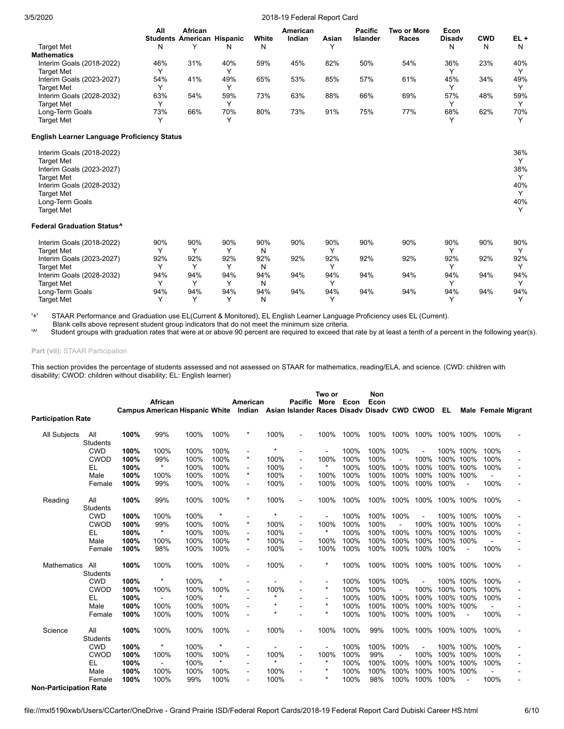| | All Students | African American | Hispanic | White | American Indian | Asian | Pacific Islander | Two or More Races | Econ Disadv | CWD | EL + |
|---|---|---|---|---|---|---|---|---|---|---|---|
| Target Met | N | Y | N | N | | Y | | | N | N | N |
| **Mathematics** | | | | | | | | | | | |
| Interim Goals (2018-2022) | 46% | 31% | 40% | 59% | 45% | 82% | 50% | 54% | 36% | 23% | 40% |
| Target Met | Y | | Y | | | | | | Y | | Y |
| Interim Goals (2023-2027) | 54% | 41% | 49% | 65% | 53% | 85% | 57% | 61% | 45% | 34% | 49% |
| Target Met | Y | | Y | | | | | | Y | | Y |
| Interim Goals (2028-2032) | 63% | 54% | 59% | 73% | 63% | 88% | 66% | 69% | 57% | 48% | 59% |
| Target Met | Y | | Y | | | | | | Y | | Y |
| Long-Term Goals | 73% | 66% | 70% | 80% | 73% | 91% | 75% | 77% | 68% | 62% | 70% |
| Target Met | Y | | Y | | | | | | Y | | Y |
| **English Learner Language Proficiency Status** | | | | | | | | | | | |
| Interim Goals (2018-2022) | | | | | | | | | | | 36% |
| Target Met | | | | | | | | | | | Y |
| Interim Goals (2023-2027) | | | | | | | | | | | 38% |
| Target Met | | | | | | | | | | | Y |
| Interim Goals (2028-2032) | | | | | | | | | | | 40% |
| Target Met | | | | | | | | | | | Y |
| Long-Term Goals | | | | | | | | | | | 40% |
| Target Met | | | | | | | | | | | Y |
| **Federal Graduation Status^** | | | | | | | | | | | |
| Interim Goals (2018-2022) | 90% | 90% | 90% | 90% | 90% | 90% | 90% | 90% | 90% | 90% | 90% |
| Target Met | Y | Y | Y | N | | Y | | | Y | | Y |
| Interim Goals (2023-2027) | 92% | 92% | 92% | 92% | 92% | 92% | 92% | 92% | 92% | 92% | 92% |
| Target Met | Y | Y | Y | N | | Y | | | Y | | Y |
| Interim Goals (2028-2032) | 94% | 94% | 94% | 94% | 94% | 94% | 94% | 94% | 94% | 94% | 94% |
| Target Met | Y | Y | Y | N | | Y | | | Y | | Y |
| Long-Term Goals | 94% | 94% | 94% | 94% | 94% | 94% | 94% | 94% | 94% | 94% | 94% |
| Target Met | Y | Y | Y | N | | Y | | | Y | | Y |

'+' STAAR Performance and Graduation use EL(Current & Monitored), EL English Learner Language Proficiency uses EL (Current).
Blank cells above represent student group indicators that do not meet the minimum size criteria.
'^' Student groups with graduation rates that were at or above 90 percent are required to exceed that rate by at least a tenth of a percent in the following year(s).

**Part (vii):** STAAR Participation

This section provides the percentage of students assessed and not assessed on STAAR for mathematics, reading/ELA, and science. (CWD: children with disability; CWOD: children without disability; EL: English learner)

| | | Campus | African American | Hispanic | White | American Indian | Asian | Pacific Islander | Two or More Races | Econ Disadv | Non Econ Disadv | CWD | CWOD | EL | Male | Female | Migrant |
|---|---|---|---|---|---|---|---|---|---|---|---|---|---|---|---|---|---|
| **Participation Rate** | | | | | | | | | | | | | | | | | |
| All Subjects | All Students | **100%** | 99% | 100% | 100% | * | 100% | - | 100% | 100% | 100% | 100% | 100% | 100% | 100% | 100% | - |
| | CWD | **100%** | 100% | 100% | 100% | - | * | - | - | 100% | 100% | 100% | - | 100% | 100% | 100% | - |
| | CWOD | **100%** | 99% | 100% | 100% | * | 100% | - | 100% | 100% | 100% | - | 100% | 100% | 100% | 100% | - |
| | EL | **100%** | * | 100% | 100% | - | 100% | - | * | 100% | 100% | 100% | 100% | 100% | 100% | 100% | - |
| | Male | **100%** | 100% | 100% | 100% | * | 100% | - | 100% | 100% | 100% | 100% | 100% | 100% | 100% | - | - |
| | Female | **100%** | 99% | 100% | 100% | - | 100% | - | 100% | 100% | 100% | 100% | 100% | 100% | - | 100% | - |
| Reading | All Students | **100%** | 99% | 100% | 100% | * | 100% | - | 100% | 100% | 100% | 100% | 100% | 100% | 100% | 100% | - |
| | CWD | **100%** | 100% | 100% | * | - | * | - | - | 100% | 100% | 100% | - | 100% | 100% | 100% | - |
| | CWOD | **100%** | 99% | 100% | 100% | * | 100% | - | 100% | 100% | 100% | - | 100% | 100% | 100% | 100% | - |
| | EL | **100%** | * | 100% | 100% | - | 100% | - | * | 100% | 100% | 100% | 100% | 100% | 100% | 100% | - |
| | Male | **100%** | 100% | 100% | 100% | * | 100% | - | 100% | 100% | 100% | 100% | 100% | 100% | 100% | - | - |
| | Female | **100%** | 98% | 100% | 100% | - | 100% | - | 100% | 100% | 100% | 100% | 100% | 100% | - | 100% | - |
| Mathematics | All Students | **100%** | 100% | 100% | 100% | - | 100% | - | * | 100% | 100% | 100% | 100% | 100% | 100% | 100% | - |
| | CWD | **100%** | * | 100% | * | - | - | - | - | 100% | 100% | 100% | - | 100% | 100% | 100% | - |
| | CWOD | **100%** | 100% | 100% | 100% | - | 100% | - | * | 100% | 100% | - | 100% | 100% | 100% | 100% | - |
| | EL | **100%** | - | 100% | * | - | * | - | - | 100% | 100% | 100% | 100% | 100% | 100% | 100% | - |
| | Male | **100%** | 100% | 100% | 100% | - | * | - | * | 100% | 100% | 100% | 100% | 100% | 100% | - | - |
| | Female | **100%** | 100% | 100% | 100% | - | * | - | * | 100% | 100% | 100% | 100% | 100% | - | 100% | - |
| Science | All Students | **100%** | 100% | 100% | 100% | - | 100% | - | 100% | 100% | 99% | 100% | 100% | 100% | 100% | 100% | - |
| | CWD | **100%** | * | 100% | * | - | - | - | - | 100% | 100% | 100% | - | 100% | 100% | 100% | - |
| | CWOD | **100%** | 100% | 100% | 100% | - | 100% | - | 100% | 100% | 99% | - | 100% | 100% | 100% | 100% | - |
| | EL | **100%** | - | 100% | * | - | * | - | * | 100% | 100% | 100% | 100% | 100% | 100% | 100% | - |
| | Male | **100%** | 100% | 100% | 100% | - | 100% | - | * | 100% | 100% | 100% | 100% | 100% | 100% | - | - |
| | Female | **100%** | 100% | 99% | 100% | - | 100% | - | * | 100% | 98% | 100% | 100% | 100% | - | 100% | - |

**Non-Participation Rate**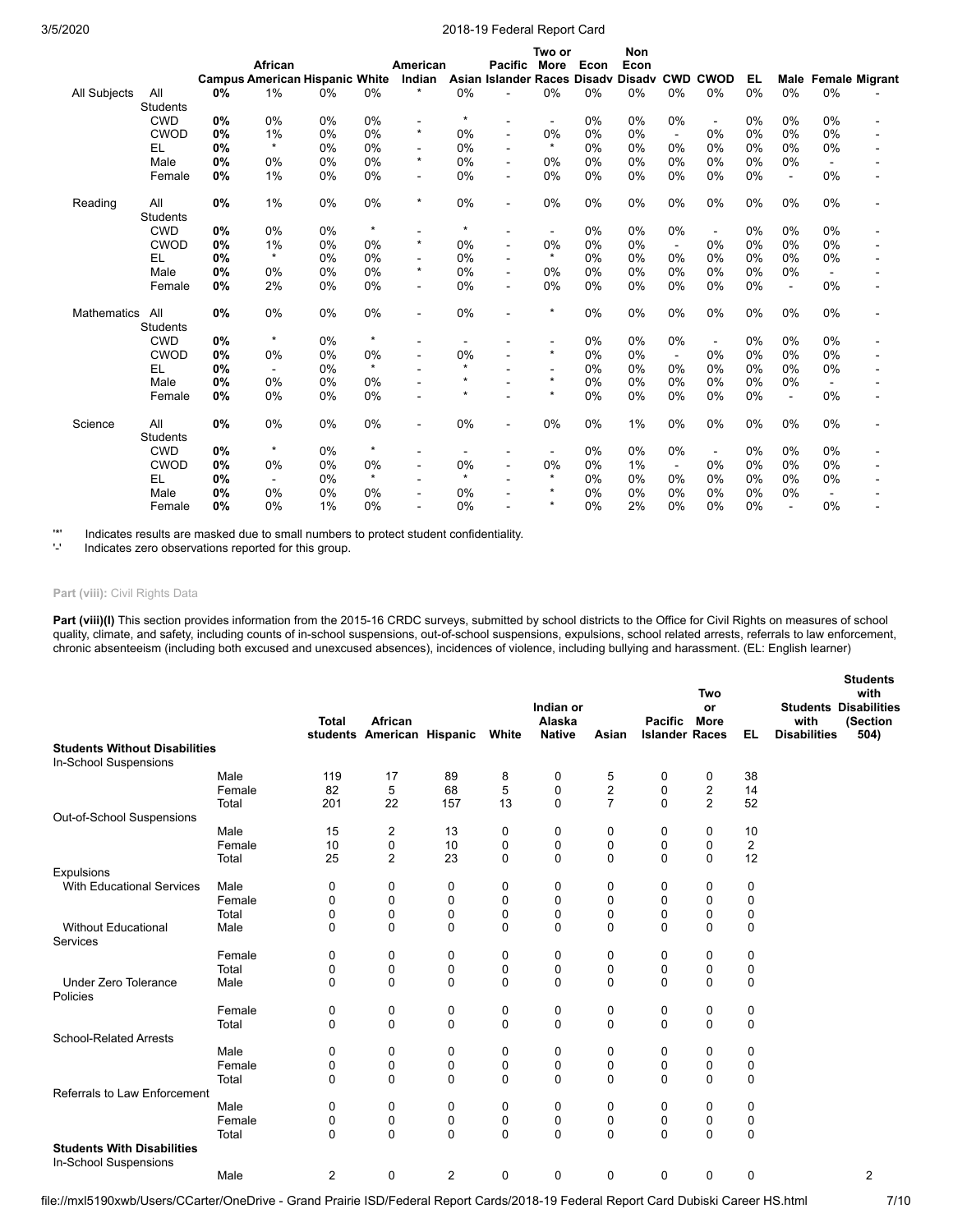| | | Campus | African American | Hispanic | White | American Indian | Asian | Pacific Islander | Two or More Races | Econ Disadv | Non Econ Disadv | CWD | CWOD | EL | Male | Female | Migrant |
|---|---|---|---|---|---|---|---|---|---|---|---|---|---|---|---|---|---|
| All Subjects | All Students | **0%** | 1% | 0% | 0% | * | 0% | - | 0% | 0% | 0% | 0% | 0% | 0% | 0% | 0% | - |
| | CWD | **0%** | 0% | 0% | 0% | - | * | - | - | 0% | 0% | 0% | - | 0% | 0% | 0% | - |
| | CWOD | **0%** | 1% | 0% | 0% | * | 0% | - | 0% | 0% | 0% | - | 0% | 0% | 0% | 0% | - |
| | EL | **0%** | * | 0% | 0% | - | 0% | - | * | 0% | 0% | 0% | 0% | 0% | 0% | 0% | - |
| | Male | **0%** | 0% | 0% | 0% | * | 0% | - | 0% | 0% | 0% | 0% | 0% | 0% | 0% | - | - |
| | Female | **0%** | 1% | 0% | 0% | - | 0% | - | 0% | 0% | 0% | 0% | 0% | 0% | - | 0% | - |
| Reading | All Students | **0%** | 1% | 0% | 0% | * | 0% | - | 0% | 0% | 0% | 0% | 0% | 0% | 0% | 0% | - |
| | CWD | **0%** | 0% | 0% | * | - | * | - | - | 0% | 0% | 0% | - | 0% | 0% | 0% | - |
| | CWOD | **0%** | 1% | 0% | 0% | * | 0% | - | 0% | 0% | 0% | - | 0% | 0% | 0% | 0% | - |
| | EL | **0%** | * | 0% | 0% | - | 0% | - | * | 0% | 0% | 0% | 0% | 0% | 0% | 0% | - |
| | Male | **0%** | 0% | 0% | 0% | * | 0% | - | 0% | 0% | 0% | 0% | 0% | 0% | 0% | - | - |
| | Female | **0%** | 2% | 0% | 0% | - | 0% | - | 0% | 0% | 0% | 0% | 0% | 0% | - | 0% | - |
| Mathematics | All Students | **0%** | 0% | 0% | 0% | - | 0% | - | * | 0% | 0% | 0% | 0% | 0% | 0% | 0% | - |
| | CWD | **0%** | * | 0% | * | - | - | - | - | 0% | 0% | 0% | - | 0% | 0% | 0% | - |
| | CWOD | **0%** | 0% | 0% | 0% | - | 0% | - | * | 0% | 0% | - | 0% | 0% | 0% | 0% | - |
| | EL | **0%** | - | 0% | * | - | * | - | - | 0% | 0% | 0% | 0% | 0% | 0% | 0% | - |
| | Male | **0%** | 0% | 0% | 0% | - | * | - | * | 0% | 0% | 0% | 0% | 0% | 0% | - | - |
| | Female | **0%** | 0% | 0% | 0% | - | * | - | * | 0% | 0% | 0% | 0% | 0% | - | 0% | - |
| Science | All Students | **0%** | 0% | 0% | 0% | - | 0% | - | 0% | 0% | 1% | 0% | 0% | 0% | 0% | 0% | - |
| | CWD | **0%** | * | 0% | * | - | - | - | - | 0% | 0% | 0% | - | 0% | 0% | 0% | - |
| | CWOD | **0%** | 0% | 0% | 0% | - | 0% | - | 0% | 0% | 1% | - | 0% | 0% | 0% | 0% | - |
| | EL | **0%** | - | 0% | * | - | * | - | * | 0% | 0% | 0% | 0% | 0% | 0% | 0% | - |
| | Male | **0%** | 0% | 0% | 0% | - | 0% | - | * | 0% | 0% | 0% | 0% | 0% | 0% | - | - |
| | Female | **0%** | 0% | 1% | 0% | - | 0% | - | * | 0% | 2% | 0% | 0% | 0% | - | 0% | - |

'*' Indicates results are masked due to small numbers to protect student confidentiality.
'-' Indicates zero observations reported for this group.

**Part (viii):** Civil Rights Data

**Part (viii)(I)** This section provides information from the 2015-16 CRDC surveys, submitted by school districts to the Office for Civil Rights on measures of school quality, climate, and safety, including counts of in-school suspensions, out-of-school suspensions, expulsions, school related arrests, referrals to law enforcement, chronic absenteeism (including both excused and unexcused absences), incidences of violence, including bullying and harassment. (EL: English learner)

| | | Total students | African American | Hispanic | White | Indian or Alaska Native | Asian | Pacific Islander | Two or More Races | EL | Students with Disabilities | Students with Disabilities (Section 504) |
|---|---|---|---|---|---|---|---|---|---|---|---|---|
| **Students Without Disabilities** | | | | | | | | | | | | |
| In-School Suspensions | | | | | | | | | | | | |
| | Male | 119 | 17 | 89 | 8 | 0 | 5 | 0 | 0 | 38 | | |
| | Female | 82 | 5 | 68 | 5 | 0 | 2 | 0 | 2 | 14 | | |
| | Total | 201 | 22 | 157 | 13 | 0 | 7 | 0 | 2 | 52 | | |
| Out-of-School Suspensions | | | | | | | | | | | | |
| | Male | 15 | 2 | 13 | 0 | 0 | 0 | 0 | 0 | 10 | | |
| | Female | 10 | 0 | 10 | 0 | 0 | 0 | 0 | 0 | 2 | | |
| | Total | 25 | 2 | 23 | 0 | 0 | 0 | 0 | 0 | 12 | | |
| Expulsions | | | | | | | | | | | | |
| With Educational Services | Male | 0 | 0 | 0 | 0 | 0 | 0 | 0 | 0 | 0 | | |
| | Female | 0 | 0 | 0 | 0 | 0 | 0 | 0 | 0 | 0 | | |
| | Total | 0 | 0 | 0 | 0 | 0 | 0 | 0 | 0 | 0 | | |
| Without Educational Services | Male | 0 | 0 | 0 | 0 | 0 | 0 | 0 | 0 | 0 | | |
| | Female | 0 | 0 | 0 | 0 | 0 | 0 | 0 | 0 | 0 | | |
| | Total | 0 | 0 | 0 | 0 | 0 | 0 | 0 | 0 | 0 | | |
| Under Zero Tolerance Policies | Male | 0 | 0 | 0 | 0 | 0 | 0 | 0 | 0 | 0 | | |
| | Female | 0 | 0 | 0 | 0 | 0 | 0 | 0 | 0 | 0 | | |
| | Total | 0 | 0 | 0 | 0 | 0 | 0 | 0 | 0 | 0 | | |
| School-Related Arrests | | | | | | | | | | | | |
| | Male | 0 | 0 | 0 | 0 | 0 | 0 | 0 | 0 | 0 | | |
| | Female | 0 | 0 | 0 | 0 | 0 | 0 | 0 | 0 | 0 | | |
| | Total | 0 | 0 | 0 | 0 | 0 | 0 | 0 | 0 | 0 | | |
| Referrals to Law Enforcement | | | | | | | | | | | | |
| | Male | 0 | 0 | 0 | 0 | 0 | 0 | 0 | 0 | 0 | | |
| | Female | 0 | 0 | 0 | 0 | 0 | 0 | 0 | 0 | 0 | | |
| | Total | 0 | 0 | 0 | 0 | 0 | 0 | 0 | 0 | 0 | | |
| **Students With Disabilities** | | | | | | | | | | | | |
| In-School Suspensions | | | | | | | | | | | | |
| | Male | 2 | 0 | 2 | 0 | 0 | 0 | 0 | 0 | 0 | | 2 |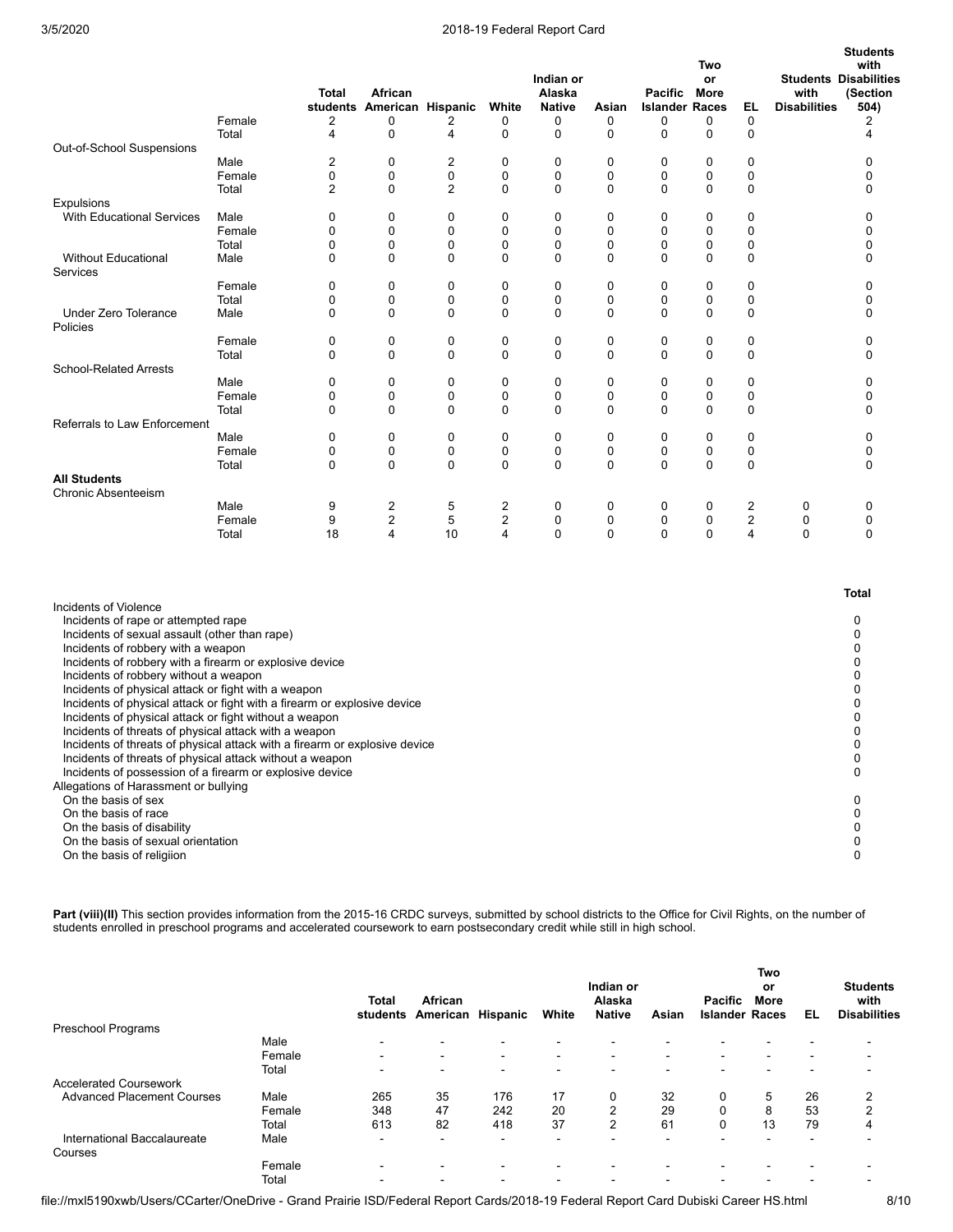| | | Total students | African American | Hispanic | White | Indian or Alaska Native | Asian | Pacific Islander | Two or More Races | EL | Students with Disabilities | Students with Disabilities (Section 504) |
|---|---|---|---|---|---|---|---|---|---|---|---|---|
| | Female | 2 | 0 | 2 | 0 | 0 | 0 | 0 | 0 | 0 | | 2 |
| | Total | 4 | 0 | 4 | 0 | 0 | 0 | 0 | 0 | 0 | | 4 |
| Out-of-School Suspensions | | | | | | | | | | | | |
| | Male | 2 | 0 | 2 | 0 | 0 | 0 | 0 | 0 | 0 | | 0 |
| | Female | 0 | 0 | 0 | 0 | 0 | 0 | 0 | 0 | 0 | | 0 |
| | Total | 2 | 0 | 2 | 0 | 0 | 0 | 0 | 0 | 0 | | 0 |
| Expulsions | | | | | | | | | | | | |
| With Educational Services | Male | 0 | 0 | 0 | 0 | 0 | 0 | 0 | 0 | 0 | | 0 |
| | Female | 0 | 0 | 0 | 0 | 0 | 0 | 0 | 0 | 0 | | 0 |
| | Total | 0 | 0 | 0 | 0 | 0 | 0 | 0 | 0 | 0 | | 0 |
| Without Educational Services | Male | 0 | 0 | 0 | 0 | 0 | 0 | 0 | 0 | 0 | | 0 |
| | Female | 0 | 0 | 0 | 0 | 0 | 0 | 0 | 0 | 0 | | 0 |
| | Total | 0 | 0 | 0 | 0 | 0 | 0 | 0 | 0 | 0 | | 0 |
| Under Zero Tolerance Policies | Male | 0 | 0 | 0 | 0 | 0 | 0 | 0 | 0 | 0 | | 0 |
| | Female | 0 | 0 | 0 | 0 | 0 | 0 | 0 | 0 | 0 | | 0 |
| | Total | 0 | 0 | 0 | 0 | 0 | 0 | 0 | 0 | 0 | | 0 |
| School-Related Arrests | | | | | | | | | | | | |
| | Male | 0 | 0 | 0 | 0 | 0 | 0 | 0 | 0 | 0 | | 0 |
| | Female | 0 | 0 | 0 | 0 | 0 | 0 | 0 | 0 | 0 | | 0 |
| | Total | 0 | 0 | 0 | 0 | 0 | 0 | 0 | 0 | 0 | | 0 |
| Referrals to Law Enforcement | | | | | | | | | | | | |
| | Male | 0 | 0 | 0 | 0 | 0 | 0 | 0 | 0 | 0 | | 0 |
| | Female | 0 | 0 | 0 | 0 | 0 | 0 | 0 | 0 | 0 | | 0 |
| | Total | 0 | 0 | 0 | 0 | 0 | 0 | 0 | 0 | 0 | | 0 |
| **All Students** | | | | | | | | | | | | |
| Chronic Absenteeism | | | | | | | | | | | | |
| | Male | 9 | 2 | 5 | 2 | 0 | 0 | 0 | 0 | 2 | 0 | 0 |
| | Female | 9 | 2 | 5 | 2 | 0 | 0 | 0 | 0 | 2 | 0 | 0 |
| | Total | 18 | 4 | 10 | 4 | 0 | 0 | 0 | 0 | 4 | 0 | 0 |

| | Total |
|---|---|
| Incidents of Violence | |
| Incidents of rape or attempted rape | 0 |
| Incidents of sexual assault (other than rape) | 0 |
| Incidents of robbery with a weapon | 0 |
| Incidents of robbery with a firearm or explosive device | 0 |
| Incidents of robbery without a weapon | 0 |
| Incidents of physical attack or fight with a weapon | 0 |
| Incidents of physical attack or fight with a firearm or explosive device | 0 |
| Incidents of physical attack or fight without a weapon | 0 |
| Incidents of threats of physical attack with a weapon | 0 |
| Incidents of threats of physical attack with a firearm or explosive device | 0 |
| Incidents of threats of physical attack without a weapon | 0 |
| Incidents of possession of a firearm or explosive device | 0 |
| Allegations of Harassment or bullying | |
| On the basis of sex | 0 |
| On the basis of race | 0 |
| On the basis of disability | 0 |
| On the basis of sexual orientation | 0 |
| On the basis of religiion | 0 |

**Part (viii)(II)** This section provides information from the 2015-16 CRDC surveys, submitted by school districts to the Office for Civil Rights, on the number of students enrolled in preschool programs and accelerated coursework to earn postsecondary credit while still in high school.

| | | Total students | African American | Hispanic | White | Indian or Alaska Native | Asian | Pacific Islander | Two or More Races | EL | Students with Disabilities |
|---|---|---|---|---|---|---|---|---|---|---|---|
| Preschool Programs | | | | | | | | | | | |
| | Male | - | - | - | - | - | - | - | - | - | - |
| | Female | - | - | - | - | - | - | - | - | - | - |
| | Total | - | - | - | - | - | - | - | - | - | - |
| Accelerated Coursework | | | | | | | | | | | |
| Advanced Placement Courses | Male | 265 | 35 | 176 | 17 | 0 | 32 | 0 | 5 | 26 | 2 |
| | Female | 348 | 47 | 242 | 20 | 2 | 29 | 0 | 8 | 53 | 2 |
| | Total | 613 | 82 | 418 | 37 | 2 | 61 | 0 | 13 | 79 | 4 |
| International Baccalaureate Courses | Male | - | - | - | - | - | - | - | - | - | - |
| | Female | - | - | - | - | - | - | - | - | - | - |
| | Total | - | - | - | - | - | - | - | - | - | - |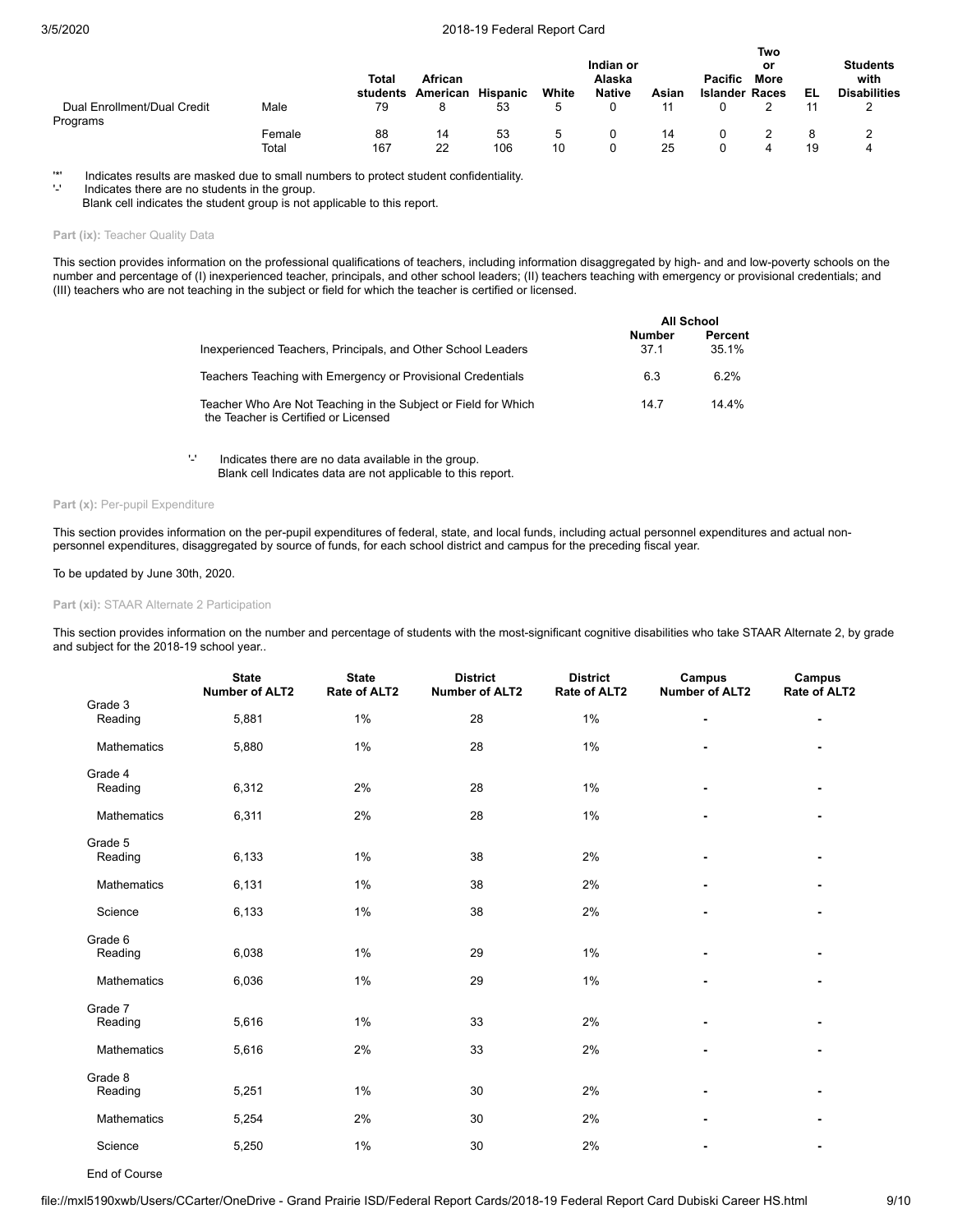| | | Total students | African American | Hispanic | White | Indian or Alaska Native | Asian | Pacific Islander | Two or More Races | EL | Students with Disabilities |
|---|---|---|---|---|---|---|---|---|---|---|---|
| Dual Enrollment/Dual Credit Programs | Male | 79 | 8 | 53 | 5 | 0 | 11 | 0 | 2 | 11 | 2 |
| | Female | 88 | 14 | 53 | 5 | 0 | 14 | 0 | 2 | 8 | 2 |
| | Total | 167 | 22 | 106 | 10 | 0 | 25 | 0 | 4 | 19 | 4 |

'*' Indicates results are masked due to small numbers to protect student confidentiality.
'-' Indicates there are no students in the group.
Blank cell indicates the student group is not applicable to this report.

### Part (ix): Teacher Quality Data

This section provides information on the professional qualifications of teachers, including information disaggregated by high- and and low-poverty schools on the number and percentage of (I) inexperienced teacher, principals, and other school leaders; (II) teachers teaching with emergency or provisional credentials; and (III) teachers who are not teaching in the subject or field for which the teacher is certified or licensed.

| | All School | |
|---|---|---|
| | Number | Percent |
| Inexperienced Teachers, Principals, and Other School Leaders | 37.1 | 35.1% |
| Teachers Teaching with Emergency or Provisional Credentials | 6.3 | 6.2% |
| Teacher Who Are Not Teaching in the Subject or Field for Which the Teacher is Certified or Licensed | 14.7 | 14.4% |

'-' Indicates there are no data available in the group.
Blank cell Indicates data are not applicable to this report.

### Part (x): Per-pupil Expenditure

This section provides information on the per-pupil expenditures of federal, state, and local funds, including actual personnel expenditures and actual non-personnel expenditures, disaggregated by source of funds, for each school district and campus for the preceding fiscal year.

To be updated by June 30th, 2020.

### Part (xi): STAAR Alternate 2 Participation

This section provides information on the number and percentage of students with the most-significant cognitive disabilities who take STAAR Alternate 2, by grade and subject for the 2018-19 school year..

| | State Number of ALT2 | State Rate of ALT2 | District Number of ALT2 | District Rate of ALT2 | Campus Number of ALT2 | Campus Rate of ALT2 |
|---|---|---|---|---|---|---|
| Grade 3 | | | | | | |
| Reading | 5,881 | 1% | 28 | 1% | - | - |
| Mathematics | 5,880 | 1% | 28 | 1% | - | - |
| Grade 4 | | | | | | |
| Reading | 6,312 | 2% | 28 | 1% | - | - |
| Mathematics | 6,311 | 2% | 28 | 1% | - | - |
| Grade 5 | | | | | | |
| Reading | 6,133 | 1% | 38 | 2% | - | - |
| Mathematics | 6,131 | 1% | 38 | 2% | - | - |
| Science | 6,133 | 1% | 38 | 2% | - | - |
| Grade 6 | | | | | | |
| Reading | 6,038 | 1% | 29 | 1% | - | - |
| Mathematics | 6,036 | 1% | 29 | 1% | - | - |
| Grade 7 | | | | | | |
| Reading | 5,616 | 1% | 33 | 2% | - | - |
| Mathematics | 5,616 | 2% | 33 | 2% | - | - |
| Grade 8 | | | | | | |
| Reading | 5,251 | 1% | 30 | 2% | - | - |
| Mathematics | 5,254 | 2% | 30 | 2% | - | - |
| Science | 5,250 | 1% | 30 | 2% | - | - |
| End of Course | | | | | | |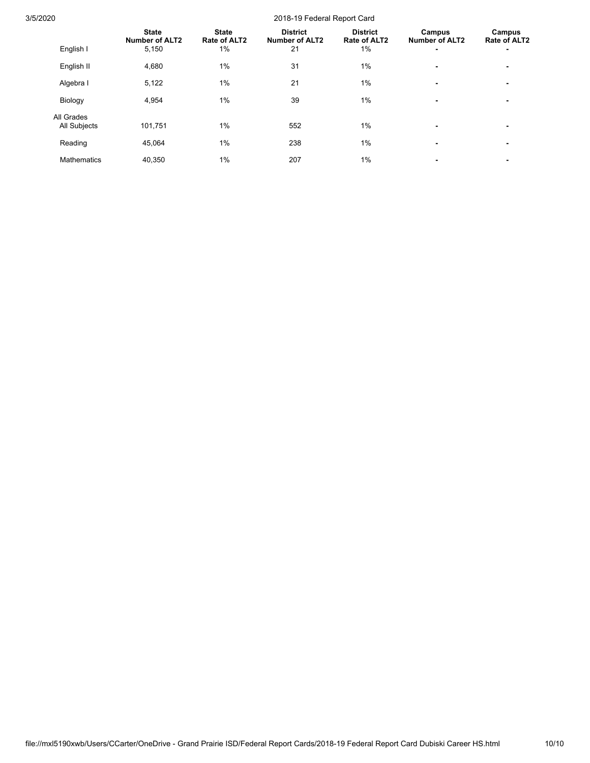| | State Number of ALT2 | State Rate of ALT2 | District Number of ALT2 | District Rate of ALT2 | Campus Number of ALT2 | Campus Rate of ALT2 |
|---|---|---|---|---|---|---|
| English I | 5,150 | 1% | 21 | 1% | - | - |
| English II | 4,680 | 1% | 31 | 1% | - | - |
| Algebra I | 5,122 | 1% | 21 | 1% | - | - |
| Biology | 4,954 | 1% | 39 | 1% | - | - |
| All Grades | | | | | | |
| All Subjects | 101,751 | 1% | 552 | 1% | - | - |
| Reading | 45,064 | 1% | 238 | 1% | - | - |
| Mathematics | 40,350 | 1% | 207 | 1% | - | - |